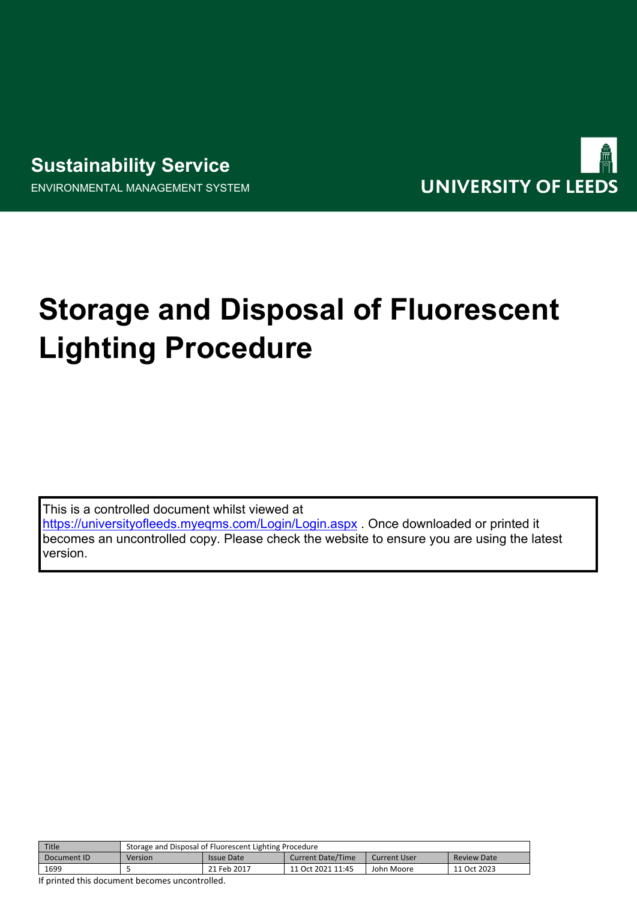**Sustainability Service**

ENVIRONMENTAL MANAGEMENT SYSTEM

UNIVERSITY OF LEEDS

# Storage and Disposal of Fluorescent Lighting Procedure

This is a controlled document whilst viewed at https://universityofleeds.myeqms.com/Login/Login.aspx . Once downloaded or printed it becomes an uncontrolled copy. Please check the website to ensure you are using the latest version.

| Title | Storage and Disposal of Fluorescent Lighting Procedure | | | | |
|---|---|---|---|---|---|
| Document ID | Version | Issue Date | Current Date/Time | Current User | Review Date |
| 1699 | 5 | 21 Feb 2017 | 11 Oct 2021 11:45 | John Moore | 11 Oct 2023 |

If printed this document becomes uncontrolled.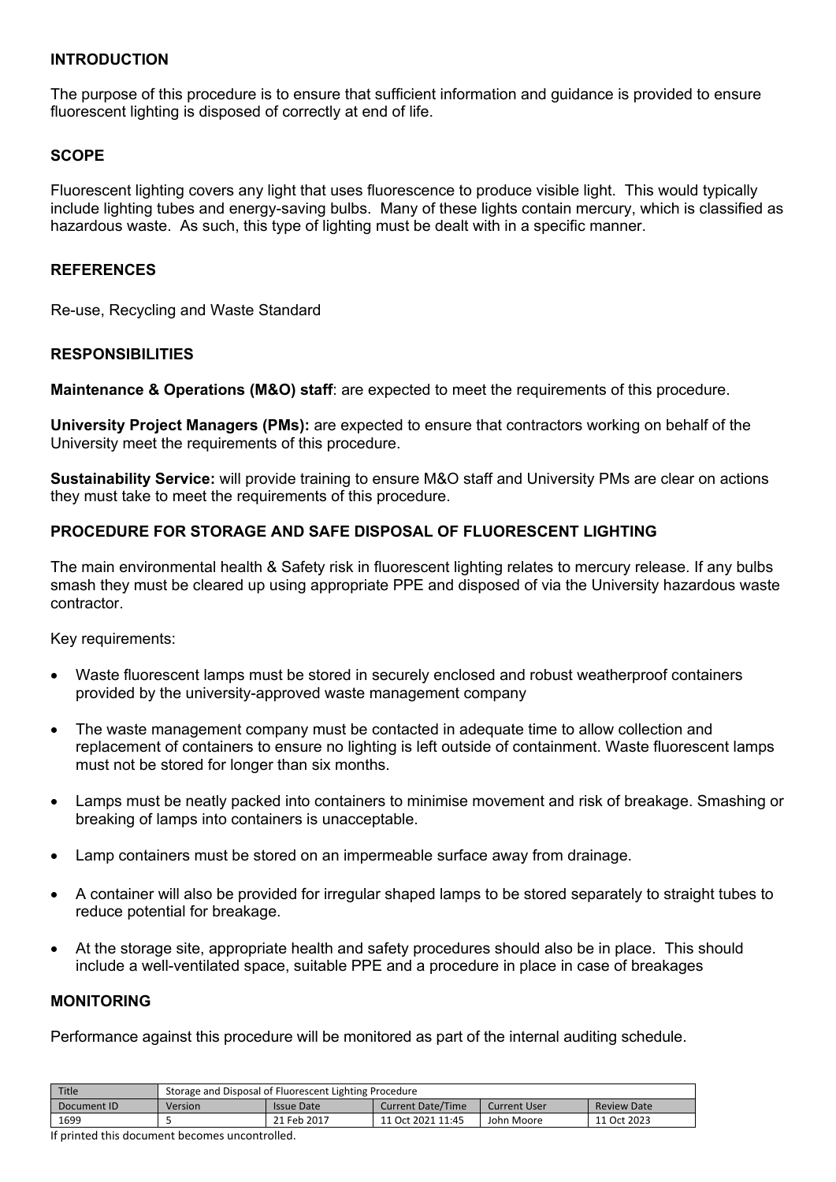## INTRODUCTION

The purpose of this procedure is to ensure that sufficient information and guidance is provided to ensure fluorescent lighting is disposed of correctly at end of life.

## SCOPE

Fluorescent lighting covers any light that uses fluorescence to produce visible light. This would typically include lighting tubes and energy-saving bulbs. Many of these lights contain mercury, which is classified as hazardous waste. As such, this type of lighting must be dealt with in a specific manner.

## REFERENCES

Re-use, Recycling and Waste Standard

## RESPONSIBILITIES

**Maintenance & Operations (M&O) staff**: are expected to meet the requirements of this procedure.

**University Project Managers (PMs):** are expected to ensure that contractors working on behalf of the University meet the requirements of this procedure.

**Sustainability Service:** will provide training to ensure M&O staff and University PMs are clear on actions they must take to meet the requirements of this procedure.

## PROCEDURE FOR STORAGE AND SAFE DISPOSAL OF FLUORESCENT LIGHTING

The main environmental health & Safety risk in fluorescent lighting relates to mercury release. If any bulbs smash they must be cleared up using appropriate PPE and disposed of via the University hazardous waste contractor.

Key requirements:

- Waste fluorescent lamps must be stored in securely enclosed and robust weatherproof containers provided by the university-approved waste management company
- The waste management company must be contacted in adequate time to allow collection and replacement of containers to ensure no lighting is left outside of containment. Waste fluorescent lamps must not be stored for longer than six months.
- Lamps must be neatly packed into containers to minimise movement and risk of breakage. Smashing or breaking of lamps into containers is unacceptable.
- Lamp containers must be stored on an impermeable surface away from drainage.
- A container will also be provided for irregular shaped lamps to be stored separately to straight tubes to reduce potential for breakage.
- At the storage site, appropriate health and safety procedures should also be in place. This should include a well-ventilated space, suitable PPE and a procedure in place in case of breakages

## MONITORING

Performance against this procedure will be monitored as part of the internal auditing schedule.

| Title | Storage and Disposal of Fluorescent Lighting Procedure | | | | |
|---|---|---|---|---|---|
| Document ID | Version | Issue Date | Current Date/Time | Current User | Review Date |
| 1699 | 5 | 21 Feb 2017 | 11 Oct 2021 11:45 | John Moore | 11 Oct 2023 |

If printed this document becomes uncontrolled.